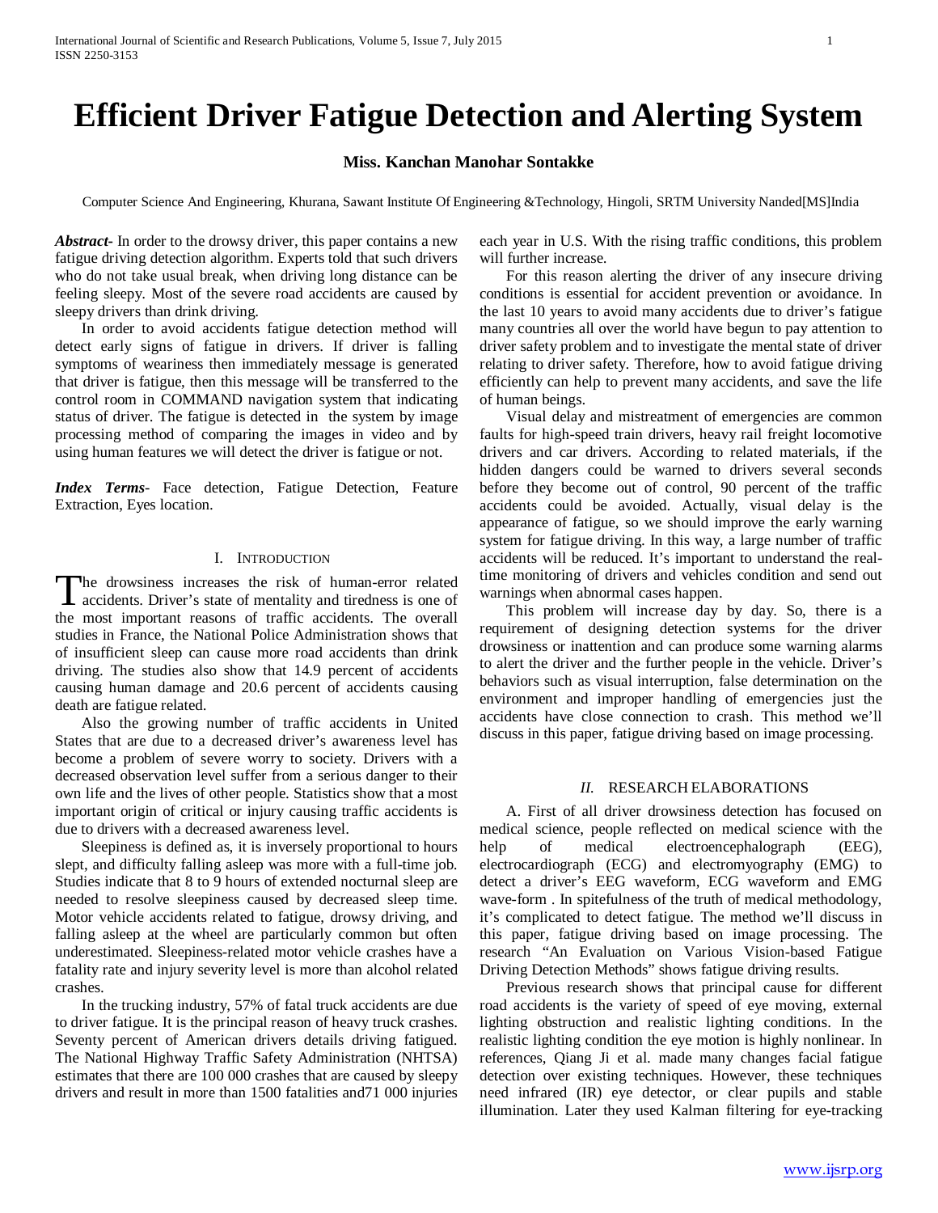# Efficient Driver Fatigue Detection and Alerting System

**Miss. Kanchan Manohar Sontakke**

Computer Science And Engineering, Khurana, Sawant Institute Of Engineering &Technology, Hingoli, SRTM University Nanded[MS]India

***Abstract*-** In order to the drowsy driver, this paper contains a new fatigue driving detection algorithm. Experts told that such drivers who do not take usual break, when driving long distance can be feeling sleepy. Most of the severe road accidents are caused by sleepy drivers than drink driving.

In order to avoid accidents fatigue detection method will detect early signs of fatigue in drivers. If driver is falling symptoms of weariness then immediately message is generated that driver is fatigue, then this message will be transferred to the control room in COMMAND navigation system that indicating status of driver. The fatigue is detected in the system by image processing method of comparing the images in video and by using human features we will detect the driver is fatigue or not.

***Index Terms*-** Face detection, Fatigue Detection, Feature Extraction, Eyes location.

## I. Introduction

The drowsiness increases the risk of human-error related accidents. Driver's state of mentality and tiredness is one of the most important reasons of traffic accidents. The overall studies in France, the National Police Administration shows that of insufficient sleep can cause more road accidents than drink driving. The studies also show that 14.9 percent of accidents causing human damage and 20.6 percent of accidents causing death are fatigue related.

Also the growing number of traffic accidents in United States that are due to a decreased driver's awareness level has become a problem of severe worry to society. Drivers with a decreased observation level suffer from a serious danger to their own life and the lives of other people. Statistics show that a most important origin of critical or injury causing traffic accidents is due to drivers with a decreased awareness level.

Sleepiness is defined as, it is inversely proportional to hours slept, and difficulty falling asleep was more with a full-time job. Studies indicate that 8 to 9 hours of extended nocturnal sleep are needed to resolve sleepiness caused by decreased sleep time. Motor vehicle accidents related to fatigue, drowsy driving, and falling asleep at the wheel are particularly common but often underestimated. Sleepiness-related motor vehicle crashes have a fatality rate and injury severity level is more than alcohol related crashes.

In the trucking industry, 57% of fatal truck accidents are due to driver fatigue. It is the principal reason of heavy truck crashes. Seventy percent of American drivers details driving fatigued. The National Highway Traffic Safety Administration (NHTSA) estimates that there are 100 000 crashes that are caused by sleepy drivers and result in more than 1500 fatalities and71 000 injuries each year in U.S. With the rising traffic conditions, this problem will further increase.

For this reason alerting the driver of any insecure driving conditions is essential for accident prevention or avoidance. In the last 10 years to avoid many accidents due to driver's fatigue many countries all over the world have begun to pay attention to driver safety problem and to investigate the mental state of driver relating to driver safety. Therefore, how to avoid fatigue driving efficiently can help to prevent many accidents, and save the life of human beings.

Visual delay and mistreatment of emergencies are common faults for high-speed train drivers, heavy rail freight locomotive drivers and car drivers. According to related materials, if the hidden dangers could be warned to drivers several seconds before they become out of control, 90 percent of the traffic accidents could be avoided. Actually, visual delay is the appearance of fatigue, so we should improve the early warning system for fatigue driving. In this way, a large number of traffic accidents will be reduced. It's important to understand the real-time monitoring of drivers and vehicles condition and send out warnings when abnormal cases happen.

This problem will increase day by day. So, there is a requirement of designing detection systems for the driver drowsiness or inattention and can produce some warning alarms to alert the driver and the further people in the vehicle. Driver's behaviors such as visual interruption, false determination on the environment and improper handling of emergencies just the accidents have close connection to crash. This method we'll discuss in this paper, fatigue driving based on image processing.

## *II.* Research Elaborations

A. First of all driver drowsiness detection has focused on medical science, people reflected on medical science with the help of medical electroencephalograph (EEG), electrocardiograph (ECG) and electromyography (EMG) to detect a driver's EEG waveform, ECG waveform and EMG wave-form . In spitefulness of the truth of medical methodology, it's complicated to detect fatigue. The method we'll discuss in this paper, fatigue driving based on image processing. The research "An Evaluation on Various Vision-based Fatigue Driving Detection Methods" shows fatigue driving results.

Previous research shows that principal cause for different road accidents is the variety of speed of eye moving, external lighting obstruction and realistic lighting conditions. In the realistic lighting condition the eye motion is highly nonlinear. In references, Qiang Ji et al. made many changes facial fatigue detection over existing techniques. However, these techniques need infrared (IR) eye detector, or clear pupils and stable illumination. Later they used Kalman filtering for eye-tracking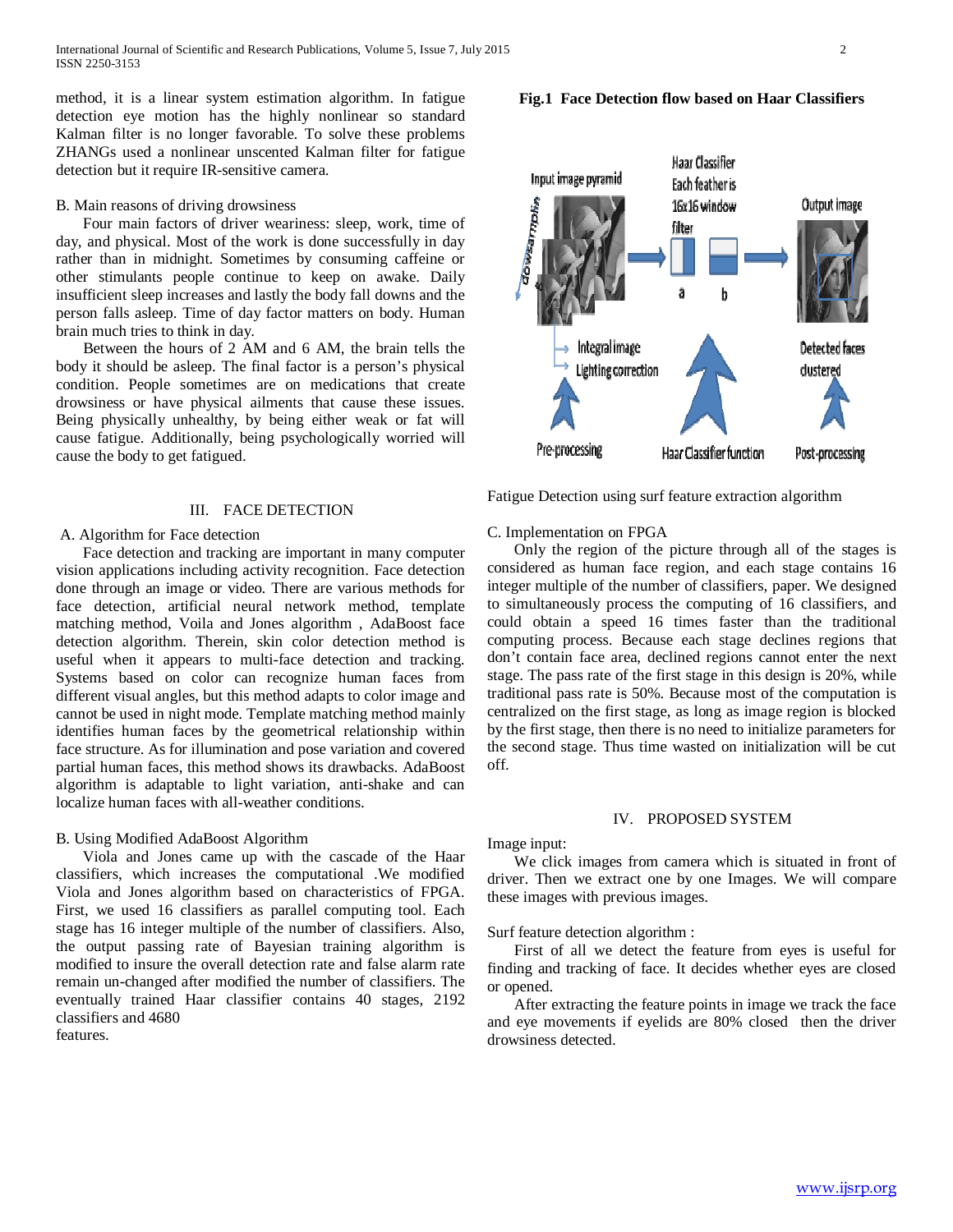method, it is a linear system estimation algorithm. In fatigue detection eye motion has the highly nonlinear so standard Kalman filter is no longer favorable. To solve these problems ZHANGs used a nonlinear unscented Kalman filter for fatigue detection but it require IR-sensitive camera.

### B. Main reasons of driving drowsiness

Four main factors of driver weariness: sleep, work, time of day, and physical. Most of the work is done successfully in day rather than in midnight. Sometimes by consuming caffeine or other stimulants people continue to keep on awake. Daily insufficient sleep increases and lastly the body fall downs and the person falls asleep. Time of day factor matters on body. Human brain much tries to think in day.

Between the hours of 2 AM and 6 AM, the brain tells the body it should be asleep. The final factor is a person's physical condition. People sometimes are on medications that create drowsiness or have physical ailments that cause these issues. Being physically unhealthy, by being either weak or fat will cause fatigue. Additionally, being psychologically worried will cause the body to get fatigued.

## III. FACE DETECTION

### A. Algorithm for Face detection

Face detection and tracking are important in many computer vision applications including activity recognition. Face detection done through an image or video. There are various methods for face detection, artificial neural network method, template matching method, Voila and Jones algorithm , AdaBoost face detection algorithm. Therein, skin color detection method is useful when it appears to multi-face detection and tracking. Systems based on color can recognize human faces from different visual angles, but this method adapts to color image and cannot be used in night mode. Template matching method mainly identifies human faces by the geometrical relationship within face structure. As for illumination and pose variation and covered partial human faces, this method shows its drawbacks. AdaBoost algorithm is adaptable to light variation, anti-shake and can localize human faces with all-weather conditions.

### B. Using Modified AdaBoost Algorithm

Viola and Jones came up with the cascade of the Haar classifiers, which increases the computational .We modified Viola and Jones algorithm based on characteristics of FPGA. First, we used 16 classifiers as parallel computing tool. Each stage has 16 integer multiple of the number of classifiers. Also, the output passing rate of Bayesian training algorithm is modified to insure the overall detection rate and false alarm rate remain un-changed after modified the number of classifiers. The eventually trained Haar classifier contains 40 stages, 2192 classifiers and 4680 features.

**Fig.1 Face Detection flow based on Haar Classifiers**

Fatigue Detection using surf feature extraction algorithm

### C. Implementation on FPGA

Only the region of the picture through all of the stages is considered as human face region, and each stage contains 16 integer multiple of the number of classifiers, paper. We designed to simultaneously process the computing of 16 classifiers, and could obtain a speed 16 times faster than the traditional computing process. Because each stage declines regions that don't contain face area, declined regions cannot enter the next stage. The pass rate of the first stage in this design is 20%, while traditional pass rate is 50%. Because most of the computation is centralized on the first stage, as long as image region is blocked by the first stage, then there is no need to initialize parameters for the second stage. Thus time wasted on initialization will be cut off.

## IV. PROPOSED SYSTEM

Image input:

We click images from camera which is situated in front of driver. Then we extract one by one Images. We will compare these images with previous images.

Surf feature detection algorithm :

First of all we detect the feature from eyes is useful for finding and tracking of face. It decides whether eyes are closed or opened.

After extracting the feature points in image we track the face and eye movements if eyelids are 80% closed then the driver drowsiness detected.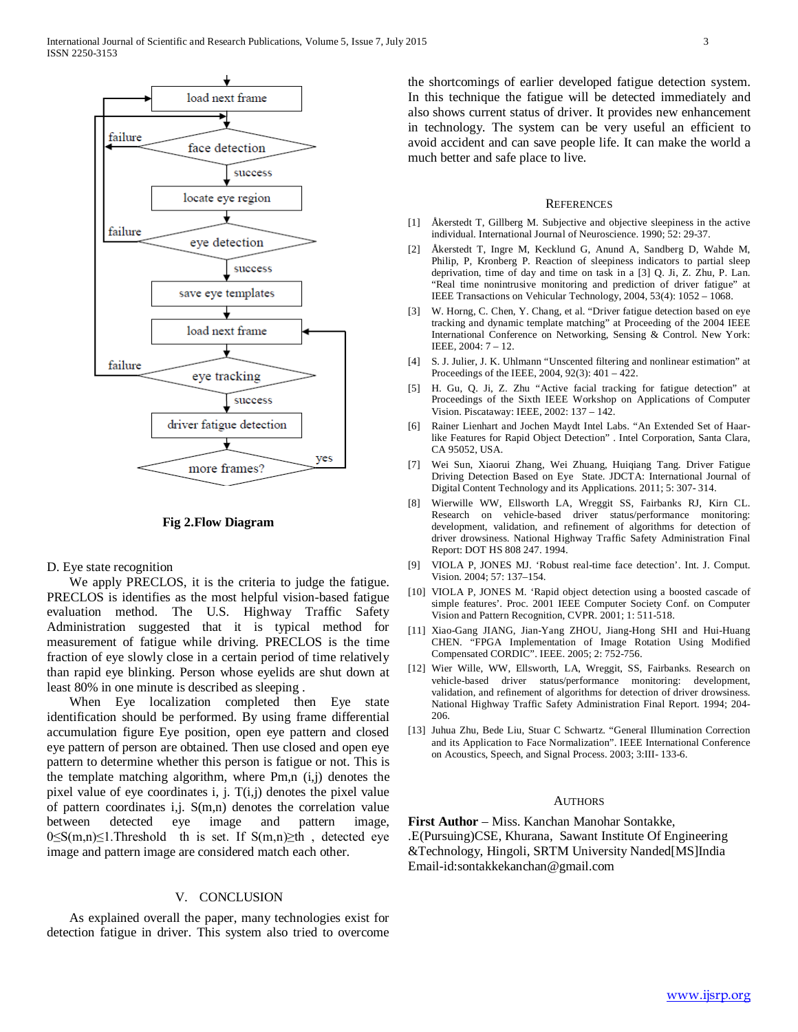Fig 2.Flow Diagram

D. Eye state recognition

We apply PRECLOS, it is the criteria to judge the fatigue. PRECLOS is identifies as the most helpful vision-based fatigue evaluation method. The U.S. Highway Traffic Safety Administration suggested that it is typical method for measurement of fatigue while driving. PRECLOS is the time fraction of eye slowly close in a certain period of time relatively than rapid eye blinking. Person whose eyelids are shut down at least 80% in one minute is described as sleeping .

When Eye localization completed then Eye state identification should be performed. By using frame differential accumulation figure Eye position, open eye pattern and closed eye pattern of person are obtained. Then use closed and open eye pattern to determine whether this person is fatigue or not. This is the template matching algorithm, where Pm,n (i,j) denotes the pixel value of eye coordinates i, j. T(i,j) denotes the pixel value of pattern coordinates i,j. S(m,n) denotes the correlation value between detected eye image and pattern image, $0 \leq S(m,n) \leq 1$.Threshold th is set. If $S(m,n) \geq th$ , detected eye image and pattern image are considered match each other.

## V. CONCLUSION

As explained overall the paper, many technologies exist for detection fatigue in driver. This system also tried to overcome the shortcomings of earlier developed fatigue detection system. In this technique the fatigue will be detected immediately and also shows current status of driver. It provides new enhancement in technology. The system can be very useful an efficient to avoid accident and can save people life. It can make the world a much better and safe place to live.

## REFERENCES

[1] Åkerstedt T, Gillberg M. Subjective and objective sleepiness in the active individual. International Journal of Neuroscience. 1990; 52: 29-37.

[2] Åkerstedt T, Ingre M, Kecklund G, Anund A, Sandberg D, Wahde M, Philip, P, Kronberg P. Reaction of sleepiness indicators to partial sleep deprivation, time of day and time on task in a [3] Q. Ji, Z. Zhu, P. Lan. "Real time nonintrusive monitoring and prediction of driver fatigue" at IEEE Transactions on Vehicular Technology, 2004, 53(4): 1052 – 1068.

[3] W. Horng, C. Chen, Y. Chang, et al. "Driver fatigue detection based on eye tracking and dynamic template matching" at Proceeding of the 2004 IEEE International Conference on Networking, Sensing & Control. New York: IEEE, 2004: 7 – 12.

[4] S. J. Julier, J. K. Uhlmann "Unscented filtering and nonlinear estimation" at Proceedings of the IEEE, 2004, 92(3): 401 – 422.

[5] H. Gu, Q. Ji, Z. Zhu "Active facial tracking for fatigue detection" at Proceedings of the Sixth IEEE Workshop on Applications of Computer Vision. Piscataway: IEEE, 2002: 137 – 142.

[6] Rainer Lienhart and Jochen Maydt Intel Labs. "An Extended Set of Haar-like Features for Rapid Object Detection" . Intel Corporation, Santa Clara, CA 95052, USA.

[7] Wei Sun, Xiaorui Zhang, Wei Zhuang, Huiqiang Tang. Driver Fatigue Driving Detection Based on Eye State. JDCTA: International Journal of Digital Content Technology and its Applications. 2011; 5: 307- 314.

[8] Wierwille WW, Ellsworth LA, Wreggit SS, Fairbanks RJ, Kirn CL. Research on vehicle-based driver status/performance monitoring: development, validation, and refinement of algorithms for detection of driver drowsiness. National Highway Traffic Safety Administration Final Report: DOT HS 808 247. 1994.

[9] VIOLA P, JONES MJ. 'Robust real-time face detection'. Int. J. Comput. Vision. 2004; 57: 137–154.

[10] VIOLA P, JONES M. 'Rapid object detection using a boosted cascade of simple features'. Proc. 2001 IEEE Computer Society Conf. on Computer Vision and Pattern Recognition, CVPR. 2001; 1: 511-518.

[11] Xiao-Gang JIANG, Jian-Yang ZHOU, Jiang-Hong SHI and Hui-Huang CHEN. "FPGA Implementation of Image Rotation Using Modified Compensated CORDIC". IEEE. 2005; 2: 752-756.

[12] Wier Wille, WW, Ellsworth, LA, Wreggit, SS, Fairbanks. Research on vehicle-based driver status/performance monitoring: development, validation, and refinement of algorithms for detection of driver drowsiness. National Highway Traffic Safety Administration Final Report. 1994; 204-206.

[13] Juhua Zhu, Bede Liu, Stuar C Schwartz. "General Illumination Correction and its Application to Face Normalization". IEEE International Conference on Acoustics, Speech, and Signal Process. 2003; 3:III- 133-6.

## AUTHORS

**First Author** – Miss. Kanchan Manohar Sontakke, .E(Pursuing)CSE, Khurana, Sawant Institute Of Engineering &Technology, Hingoli, SRTM University Nanded[MS]India
Email-id:sontakkekanchan@gmail.com